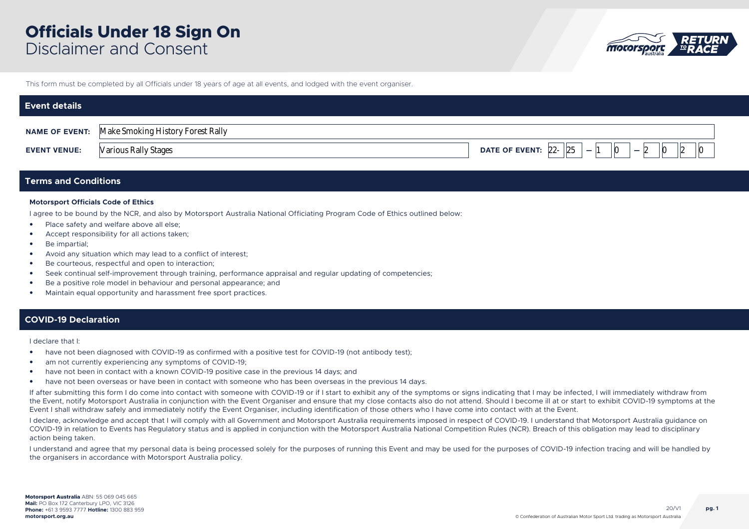# Officials Under 18 Sign On

Disclaimer and Consent

This form must be completed by all Officials under 18 years of age at all events, and lodged with the event organiser.

## Event details

**NAME OF EVENT:** Make Smoking History Forest Rally

**EVENT VENUE:** Various Rally Stages

**DATE OF EVENT:** 22- 25 – 1 0 – 2 0 2 0

## Terms and Conditions

**Motorsport Officials Code of Ethics**

I agree to be bound by the NCR, and also by Motorsport Australia National Officiating Program Code of Ethics outlined below:

- Place safety and welfare above all else;
- Accept responsibility for all actions taken;
- Be impartial;
- Avoid any situation which may lead to a conflict of interest;
- Be courteous, respectful and open to interaction;
- Seek continual self-improvement through training, performance appraisal and regular updating of competencies;
- Be a positive role model in behaviour and personal appearance; and
- Maintain equal opportunity and harassment free sport practices.

## COVID-19 Declaration

I declare that I:

- have not been diagnosed with COVID-19 as confirmed with a positive test for COVID-19 (not antibody test);
- am not currently experiencing any symptoms of COVID-19;
- have not been in contact with a known COVID-19 positive case in the previous 14 days; and
- have not been overseas or have been in contact with someone who has been overseas in the previous 14 days.

If after submitting this form I do come into contact with someone with COVID-19 or if I start to exhibit any of the symptoms or signs indicating that I may be infected, I will immediately withdraw from the Event, notify Motorsport Australia in conjunction with the Event Organiser and ensure that my close contacts also do not attend. Should I become ill at or start to exhibit COVID-19 symptoms at the Event I shall withdraw safely and immediately notify the Event Organiser, including identification of those others who I have come into contact with at the Event.

I declare, acknowledge and accept that I will comply with all Government and Motorsport Australia requirements imposed in respect of COVID-19. I understand that Motorsport Australia guidance on COVID-19 in relation to Events has Regulatory status and is applied in conjunction with the Motorsport Australia National Competition Rules (NCR). Breach of this obligation may lead to disciplinary action being taken.

I understand and agree that my personal data is being processed solely for the purposes of running this Event and may be used for the purposes of COVID-19 infection tracing and will be handled by the organisers in accordance with Motorsport Australia policy.

**Motorsport Australia** ABN: 55 069 045 665
**Mail:** PO Box 172 Canterbury LPO, VIC 3126
**Phone:** +61 3 9593 7777 **Hotline:** 1300 883 959
**motorsport.org.au**

20/V1

© Confederation of Australian Motor Sport Ltd. trading as Motorsport Australia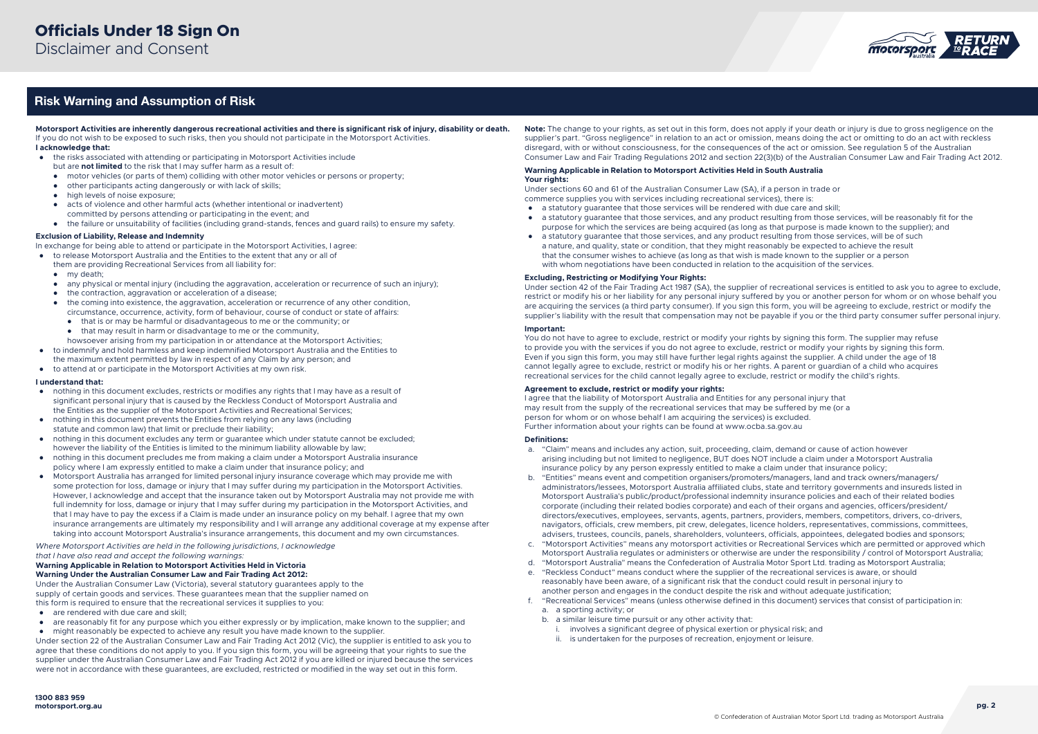# Officials Under 18 Sign On

Disclaimer and Consent

## Risk Warning and Assumption of Risk

**Motorsport Activities are inherently dangerous recreational activities and there is significant risk of injury, disability or death.** If you do not wish to be exposed to such risks, then you should not participate in the Motorsport Activities.

**I acknowledge that:**

- the risks associated with attending or participating in Motorsport Activities include but are **not limited** to the risk that I may suffer harm as a result of:
  - motor vehicles (or parts of them) colliding with other motor vehicles or persons or property;
  - other participants acting dangerously or with lack of skills;
  - high levels of noise exposure;
  - acts of violence and other harmful acts (whether intentional or inadvertent) committed by persons attending or participating in the event; and
  - the failure or unsuitability of facilities (including grand-stands, fences and guard rails) to ensure my safety.

**Exclusion of Liability, Release and Indemnity**

In exchange for being able to attend or participate in the Motorsport Activities, I agree:

- to release Motorsport Australia and the Entities to the extent that any or all of them are providing Recreational Services from all liability for:
  - my death;
  - any physical or mental injury (including the aggravation, acceleration or recurrence of such an injury);
  - the contraction, aggravation or acceleration of a disease;
  - the coming into existence, the aggravation, acceleration or recurrence of any other condition, circumstance, occurrence, activity, form of behaviour, course of conduct or state of affairs:
    - that is or may be harmful or disadvantageous to me or the community; or
    - that may result in harm or disadvantage to me or the community,

  howsoever arising from my participation in or attendance at the Motorsport Activities;
- to indemnify and hold harmless and keep indemnified Motorsport Australia and the Entities to the maximum extent permitted by law in respect of any Claim by any person; and
- to attend at or participate in the Motorsport Activities at my own risk.

**I understand that:**

- nothing in this document excludes, restricts or modifies any rights that I may have as a result of significant personal injury that is caused by the Reckless Conduct of Motorsport Australia and the Entities as the supplier of the Motorsport Activities and Recreational Services;
- nothing in this document prevents the Entities from relying on any laws (including statute and common law) that limit or preclude their liability;
- nothing in this document excludes any term or guarantee which under statute cannot be excluded; however the liability of the Entities is limited to the minimum liability allowable by law;
- nothing in this document precludes me from making a claim under a Motorsport Australia insurance policy where I am expressly entitled to make a claim under that insurance policy; and
- Motorsport Australia has arranged for limited personal injury insurance coverage which may provide me with some protection for loss, damage or injury that I may suffer during my participation in the Motorsport Activities. However, I acknowledge and accept that the insurance taken out by Motorsport Australia may not provide me with full indemnity for loss, damage or injury that I may suffer during my participation in the Motorsport Activities, and that I may have to pay the excess if a Claim is made under an insurance policy on my behalf. I agree that my own insurance arrangements are ultimately my responsibility and I will arrange any additional coverage at my expense after taking into account Motorsport Australia's insurance arrangements, this document and my own circumstances.

*Where Motorsport Activities are held in the following jurisdictions, I acknowledge that I have also read and accept the following warnings:*

**Warning Applicable in Relation to Motorsport Activities Held in Victoria**
**Warning Under the Australian Consumer Law and Fair Trading Act 2012:**

Under the Australian Consumer Law (Victoria), several statutory guarantees apply to the supply of certain goods and services. These guarantees mean that the supplier named on this form is required to ensure that the recreational services it supplies to you:

- are rendered with due care and skill;
- are reasonably fit for any purpose which you either expressly or by implication, make known to the supplier; and
- might reasonably be expected to achieve any result you have made known to the supplier.

Under section 22 of the Australian Consumer Law and Fair Trading Act 2012 (Vic), the supplier is entitled to ask you to agree that these conditions do not apply to you. If you sign this form, you will be agreeing that your rights to sue the supplier under the Australian Consumer Law and Fair Trading Act 2012 if you are killed or injured because the services were not in accordance with these guarantees, are excluded, restricted or modified in the way set out in this form.

**Note:** The change to your rights, as set out in this form, does not apply if your death or injury is due to gross negligence on the supplier's part. "Gross negligence" in relation to an act or omission, means doing the act or omitting to do an act with reckless disregard, with or without consciousness, for the consequences of the act or omission. See regulation 5 of the Australian Consumer Law and Fair Trading Regulations 2012 and section 22(3)(b) of the Australian Consumer Law and Fair Trading Act 2012.

**Warning Applicable in Relation to Motorsport Activities Held in South Australia**
**Your rights:**

Under sections 60 and 61 of the Australian Consumer Law (SA), if a person in trade or commerce supplies you with services including recreational services), there is:

- a statutory guarantee that those services will be rendered with due care and skill;
- a statutory guarantee that those services, and any product resulting from those services, will be reasonably fit for the purpose for which the services are being acquired (as long as that purpose is made known to the supplier); and
- a statutory guarantee that those services, and any product resulting from those services, will be of such a nature, and quality, state or condition, that they might reasonably be expected to achieve the result that the consumer wishes to achieve (as long as that wish is made known to the supplier or a person with whom negotiations have been conducted in relation to the acquisition of the services.

**Excluding, Restricting or Modifying Your Rights:**

Under section 42 of the Fair Trading Act 1987 (SA), the supplier of recreational services is entitled to ask you to agree to exclude, restrict or modify his or her liability for any personal injury suffered by you or another person for whom or on whose behalf you are acquiring the services (a third party consumer). If you sign this form, you will be agreeing to exclude, restrict or modify the supplier's liability with the result that compensation may not be payable if you or the third party consumer suffer personal injury.

**Important:**

You do not have to agree to exclude, restrict or modify your rights by signing this form. The supplier may refuse to provide you with the services if you do not agree to exclude, restrict or modify your rights by signing this form. Even if you sign this form, you may still have further legal rights against the supplier. A child under the age of 18 cannot legally agree to exclude, restrict or modify his or her rights. A parent or guardian of a child who acquires recreational services for the child cannot legally agree to exclude, restrict or modify the child's rights.

**Agreement to exclude, restrict or modify your rights:**

I agree that the liability of Motorsport Australia and Entities for any personal injury that may result from the supply of the recreational services that may be suffered by me (or a person for whom or on whose behalf I am acquiring the services) is excluded. Further information about your rights can be found at www.ocba.sa.gov.au

**Definitions:**

a. "Claim" means and includes any action, suit, proceeding, claim, demand or cause of action however arising including but not limited to negligence, BUT does NOT include a claim under a Motorsport Australia insurance policy by any person expressly entitled to make a claim under that insurance policy;
b. "Entities" means event and competition organisers/promoters/managers, land and track owners/managers/administrators/lessees, Motorsport Australia affiliated clubs, state and territory governments and insureds listed in Motorsport Australia's public/product/professional indemnity insurance policies and each of their related bodies corporate (including their related bodies corporate) and each of their organs and agencies, officers/president/directors/executives, employees, servants, agents, partners, providers, members, competitors, drivers, co-drivers, navigators, officials, crew members, pit crew, delegates, licence holders, representatives, commissions, committees, advisers, trustees, councils, panels, shareholders, volunteers, officials, appointees, delegated bodies and sponsors;
c. "Motorsport Activities" means any motorsport activities or Recreational Services which are permitted or approved which Motorsport Australia regulates or administers or otherwise are under the responsibility / control of Motorsport Australia;
d. "Motorsport Australia" means the Confederation of Australia Motor Sport Ltd. trading as Motorsport Australia;
e. "Reckless Conduct" means conduct where the supplier of the recreational services is aware, or should reasonably have been aware, of a significant risk that the conduct could result in personal injury to another person and engages in the conduct despite the risk and without adequate justification;
f. "Recreational Services" means (unless otherwise defined in this document) services that consist of participation in:
   a. a sporting activity; or
   b. a similar leisure time pursuit or any other activity that:
      i. involves a significant degree of physical exertion or physical risk; and
      ii. is undertaken for the purposes of recreation, enjoyment or leisure.

**1300 883 959**
**motorsport.org.au**

© Confederation of Australian Motor Sport Ltd. trading as Motorsport Australia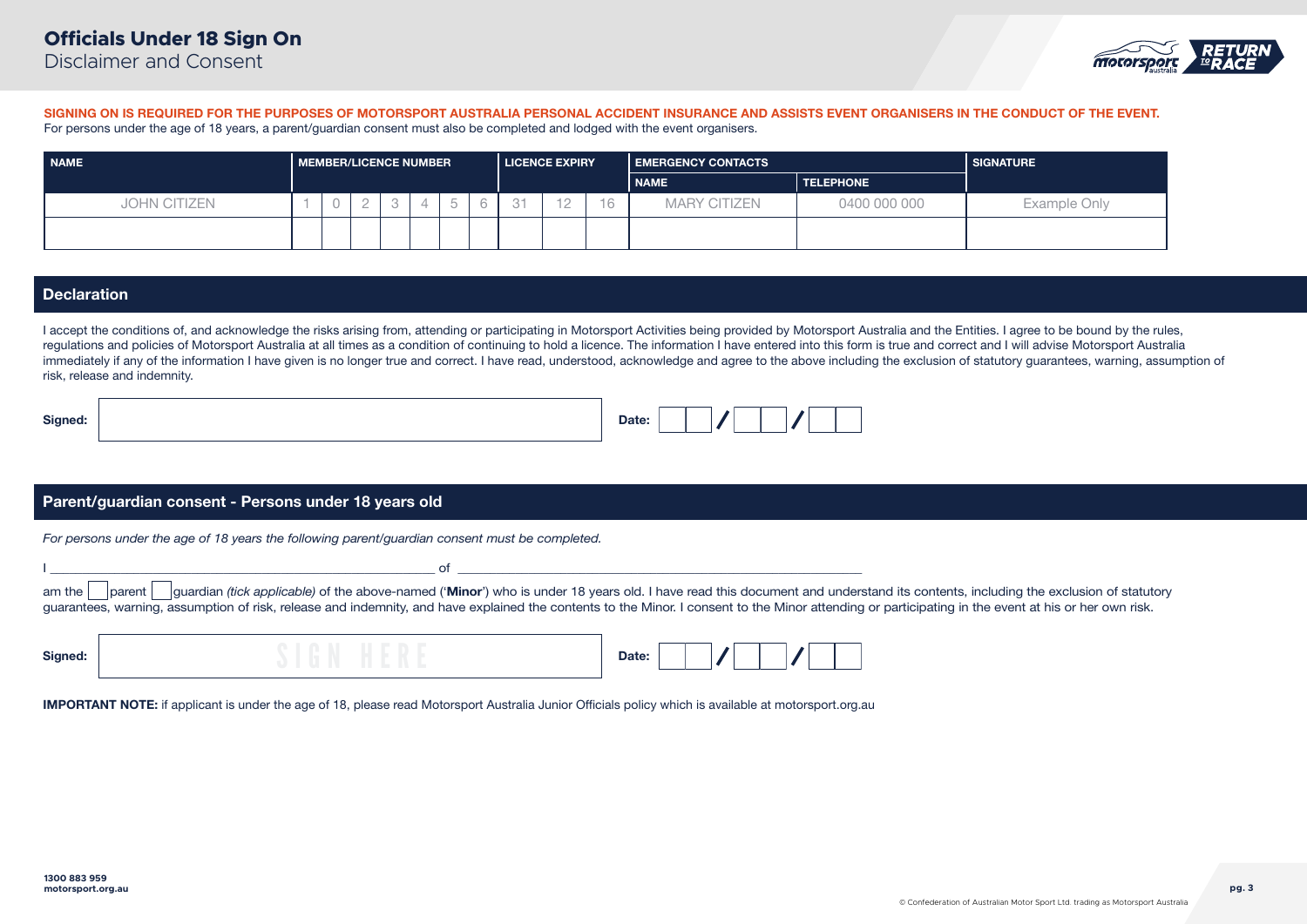# Officials Under 18 Sign On

Disclaimer and Consent

**SIGNING ON IS REQUIRED FOR THE PURPOSES OF MOTORSPORT AUSTRALIA PERSONAL ACCIDENT INSURANCE AND ASSISTS EVENT ORGANISERS IN THE CONDUCT OF THE EVENT.**
For persons under the age of 18 years, a parent/guardian consent must also be completed and lodged with the event organisers.

| NAME | MEMBER/LICENCE NUMBER | | | | | | | LICENCE EXPIRY | | | EMERGENCY CONTACTS | | SIGNATURE |
|---|---|---|---|---|---|---|---|---|---|---|---|---|---|
| | | | | | | | | | | | NAME | TELEPHONE | |
| JOHN CITIZEN | 1 | 0 | 2 | 3 | 4 | 5 | 6 | 31 | 12 | 16 | MARY CITIZEN | 0400 000 000 | Example Only |
| | | | | | | | | | | | | | |

## Declaration

I accept the conditions of, and acknowledge the risks arising from, attending or participating in Motorsport Activities being provided by Motorsport Australia and the Entities. I agree to be bound by the rules, regulations and policies of Motorsport Australia at all times as a condition of continuing to hold a licence. The information I have entered into this form is true and correct and I will advise Motorsport Australia immediately if any of the information I have given is no longer true and correct. I have read, understood, acknowledge and agree to the above including the exclusion of statutory guarantees, warning, assumption of risk, release and indemnity.

**Signed:** ______________________ **Date:** __ / __ / __

## Parent/guardian consent - Persons under 18 years old

*For persons under the age of 18 years the following parent/guardian consent must be completed.*

I ______________________ of ______________________

am the ☐ parent ☐ guardian *(tick applicable)* of the above-named ('**Minor**') who is under 18 years old. I have read this document and understand its contents, including the exclusion of statutory guarantees, warning, assumption of risk, release and indemnity, and have explained the contents to the Minor. I consent to the Minor attending or participating in the event at his or her own risk.

**Signed:** SIGN HERE **Date:** __ / __ / __

**IMPORTANT NOTE:** if applicant is under the age of 18, please read Motorsport Australia Junior Officials policy which is available at motorsport.org.au

1300 883 959
motorsport.org.au

© Confederation of Australian Motor Sport Ltd. trading as Motorsport Australia